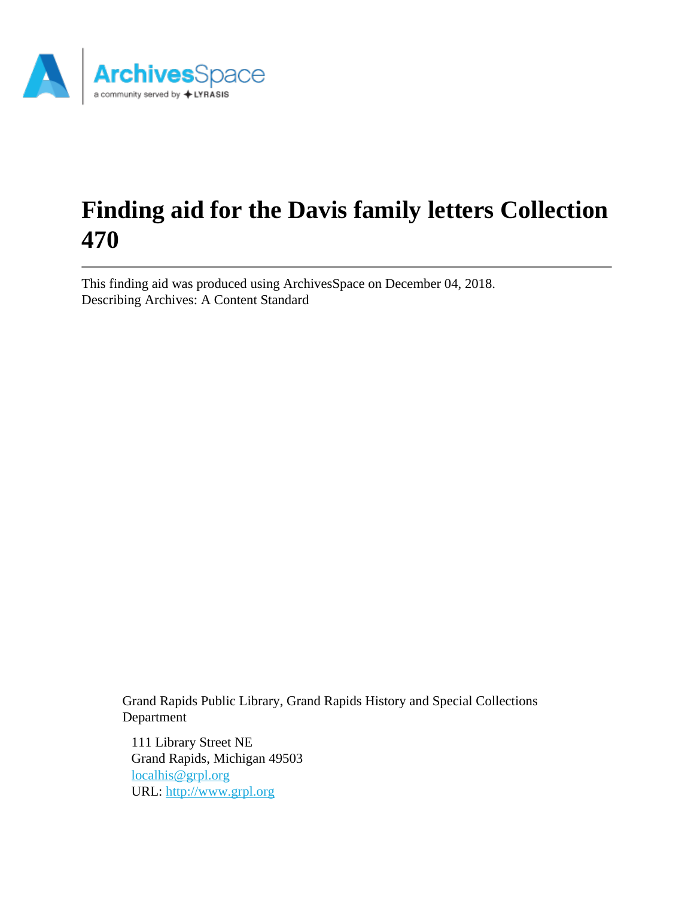# Finding aid for the Davis family letters Collection 470

This finding aid was produced using ArchivesSpace on December 04, 2018.
Describing Archives: A Content Standard

Grand Rapids Public Library, Grand Rapids History and Special Collections Department

111 Library Street NE
Grand Rapids, Michigan 49503
localhis@grpl.org
URL: http://www.grpl.org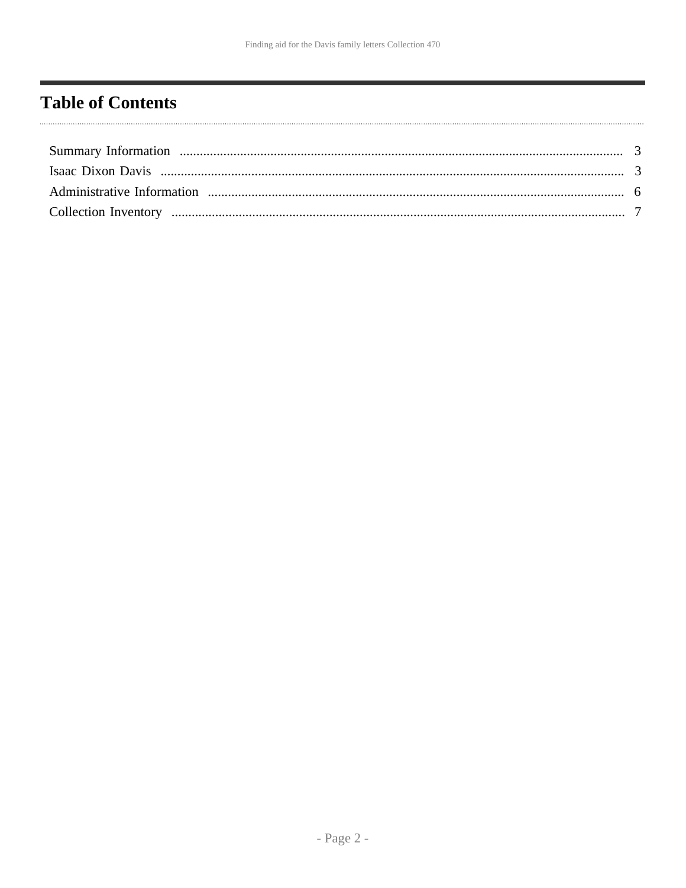## Table of Contents

- Summary Information ........ 3
- Isaac Dixon Davis ........ 3
- Administrative Information ........ 6
- Collection Inventory ........ 7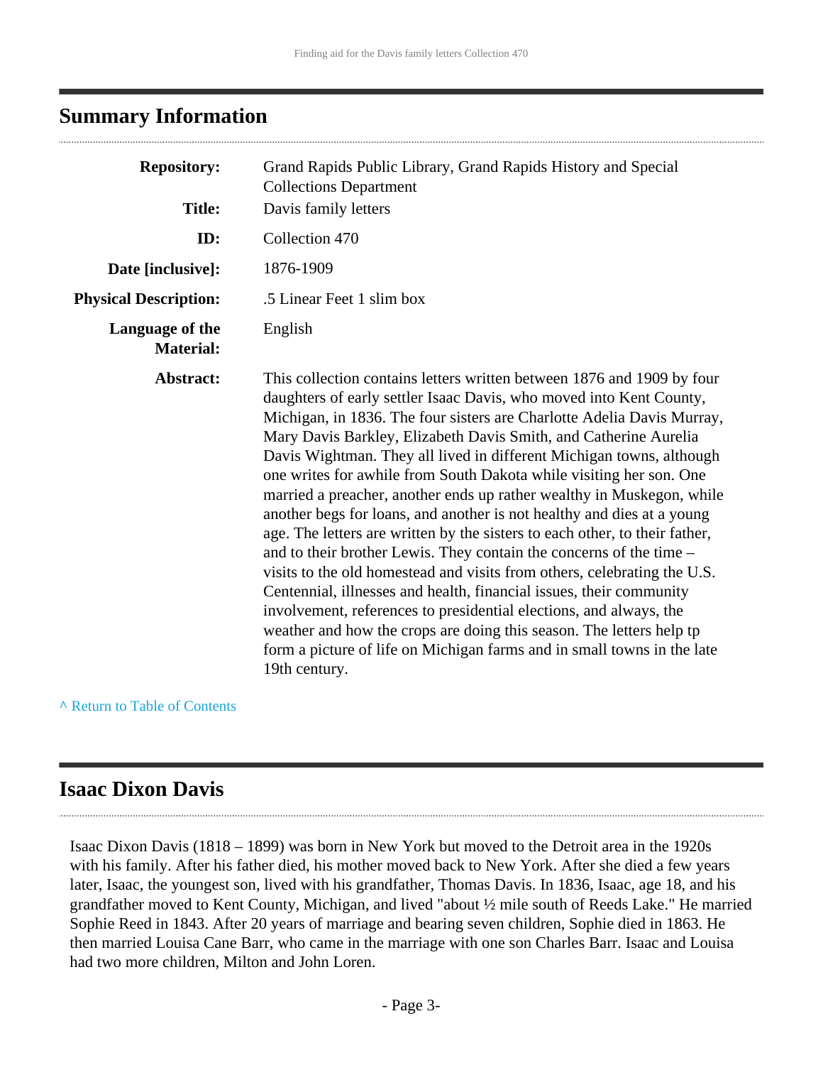## Summary Information

| | |
|---|---|
| **Repository:** | Grand Rapids Public Library, Grand Rapids History and Special Collections Department |
| **Title:** | Davis family letters |
| **ID:** | Collection 470 |
| **Date [inclusive]:** | 1876-1909 |
| **Physical Description:** | .5 Linear Feet 1 slim box |
| **Language of the Material:** | English |
| **Abstract:** | This collection contains letters written between 1876 and 1909 by four daughters of early settler Isaac Davis, who moved into Kent County, Michigan, in 1836. The four sisters are Charlotte Adelia Davis Murray, Mary Davis Barkley, Elizabeth Davis Smith, and Catherine Aurelia Davis Wightman. They all lived in different Michigan towns, although one writes for awhile from South Dakota while visiting her son. One married a preacher, another ends up rather wealthy in Muskegon, while another begs for loans, and another is not healthy and dies at a young age. The letters are written by the sisters to each other, to their father, and to their brother Lewis. They contain the concerns of the time – visits to the old homestead and visits from others, celebrating the U.S. Centennial, illnesses and health, financial issues, their community involvement, references to presidential elections, and always, the weather and how the crops are doing this season. The letters help tp form a picture of life on Michigan farms and in small towns in the late 19th century. |

^ Return to Table of Contents

## Isaac Dixon Davis

Isaac Dixon Davis (1818 – 1899) was born in New York but moved to the Detroit area in the 1920s with his family. After his father died, his mother moved back to New York. After she died a few years later, Isaac, the youngest son, lived with his grandfather, Thomas Davis. In 1836, Isaac, age 18, and his grandfather moved to Kent County, Michigan, and lived "about ½ mile south of Reeds Lake." He married Sophie Reed in 1843. After 20 years of marriage and bearing seven children, Sophie died in 1863. He then married Louisa Cane Barr, who came in the marriage with one son Charles Barr. Isaac and Louisa had two more children, Milton and John Loren.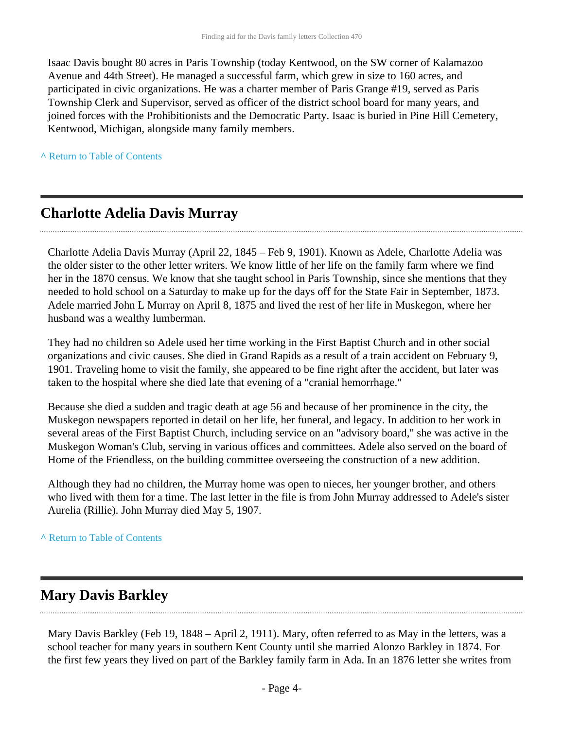Isaac Davis bought 80 acres in Paris Township (today Kentwood, on the SW corner of Kalamazoo Avenue and 44th Street). He managed a successful farm, which grew in size to 160 acres, and participated in civic organizations. He was a charter member of Paris Grange #19, served as Paris Township Clerk and Supervisor, served as officer of the district school board for many years, and joined forces with the Prohibitionists and the Democratic Party. Isaac is buried in Pine Hill Cemetery, Kentwood, Michigan, alongside many family members.

^ Return to Table of Contents

## Charlotte Adelia Davis Murray

Charlotte Adelia Davis Murray (April 22, 1845 – Feb 9, 1901). Known as Adele, Charlotte Adelia was the older sister to the other letter writers. We know little of her life on the family farm where we find her in the 1870 census. We know that she taught school in Paris Township, since she mentions that they needed to hold school on a Saturday to make up for the days off for the State Fair in September, 1873. Adele married John L Murray on April 8, 1875 and lived the rest of her life in Muskegon, where her husband was a wealthy lumberman.

They had no children so Adele used her time working in the First Baptist Church and in other social organizations and civic causes. She died in Grand Rapids as a result of a train accident on February 9, 1901. Traveling home to visit the family, she appeared to be fine right after the accident, but later was taken to the hospital where she died late that evening of a "cranial hemorrhage."

Because she died a sudden and tragic death at age 56 and because of her prominence in the city, the Muskegon newspapers reported in detail on her life, her funeral, and legacy. In addition to her work in several areas of the First Baptist Church, including service on an "advisory board," she was active in the Muskegon Woman's Club, serving in various offices and committees. Adele also served on the board of Home of the Friendless, on the building committee overseeing the construction of a new addition.

Although they had no children, the Murray home was open to nieces, her younger brother, and others who lived with them for a time. The last letter in the file is from John Murray addressed to Adele's sister Aurelia (Rillie). John Murray died May 5, 1907.

^ Return to Table of Contents

## Mary Davis Barkley

Mary Davis Barkley (Feb 19, 1848 – April 2, 1911). Mary, often referred to as May in the letters, was a school teacher for many years in southern Kent County until she married Alonzo Barkley in 1874. For the first few years they lived on part of the Barkley family farm in Ada. In an 1876 letter she writes from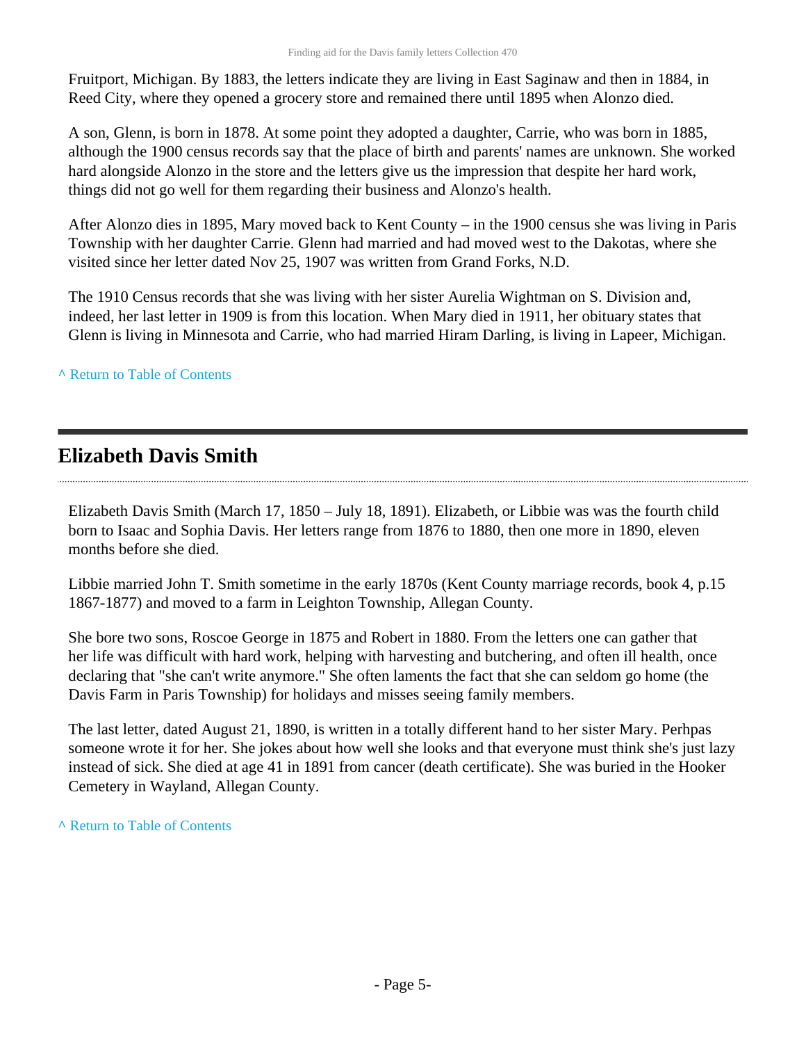Fruitport, Michigan. By 1883, the letters indicate they are living in East Saginaw and then in 1884, in Reed City, where they opened a grocery store and remained there until 1895 when Alonzo died.

A son, Glenn, is born in 1878. At some point they adopted a daughter, Carrie, who was born in 1885, although the 1900 census records say that the place of birth and parents' names are unknown. She worked hard alongside Alonzo in the store and the letters give us the impression that despite her hard work, things did not go well for them regarding their business and Alonzo's health.

After Alonzo dies in 1895, Mary moved back to Kent County – in the 1900 census she was living in Paris Township with her daughter Carrie. Glenn had married and had moved west to the Dakotas, where she visited since her letter dated Nov 25, 1907 was written from Grand Forks, N.D.

The 1910 Census records that she was living with her sister Aurelia Wightman on S. Division and, indeed, her last letter in 1909 is from this location. When Mary died in 1911, her obituary states that Glenn is living in Minnesota and Carrie, who had married Hiram Darling, is living in Lapeer, Michigan.

^ Return to Table of Contents

## Elizabeth Davis Smith

Elizabeth Davis Smith (March 17, 1850 – July 18, 1891). Elizabeth, or Libbie was was the fourth child born to Isaac and Sophia Davis. Her letters range from 1876 to 1880, then one more in 1890, eleven months before she died.

Libbie married John T. Smith sometime in the early 1870s (Kent County marriage records, book 4, p.15 1867-1877) and moved to a farm in Leighton Township, Allegan County.

She bore two sons, Roscoe George in 1875 and Robert in 1880. From the letters one can gather that her life was difficult with hard work, helping with harvesting and butchering, and often ill health, once declaring that "she can't write anymore." She often laments the fact that she can seldom go home (the Davis Farm in Paris Township) for holidays and misses seeing family members.

The last letter, dated August 21, 1890, is written in a totally different hand to her sister Mary. Perhpas someone wrote it for her. She jokes about how well she looks and that everyone must think she's just lazy instead of sick. She died at age 41 in 1891 from cancer (death certificate). She was buried in the Hooker Cemetery in Wayland, Allegan County.

^ Return to Table of Contents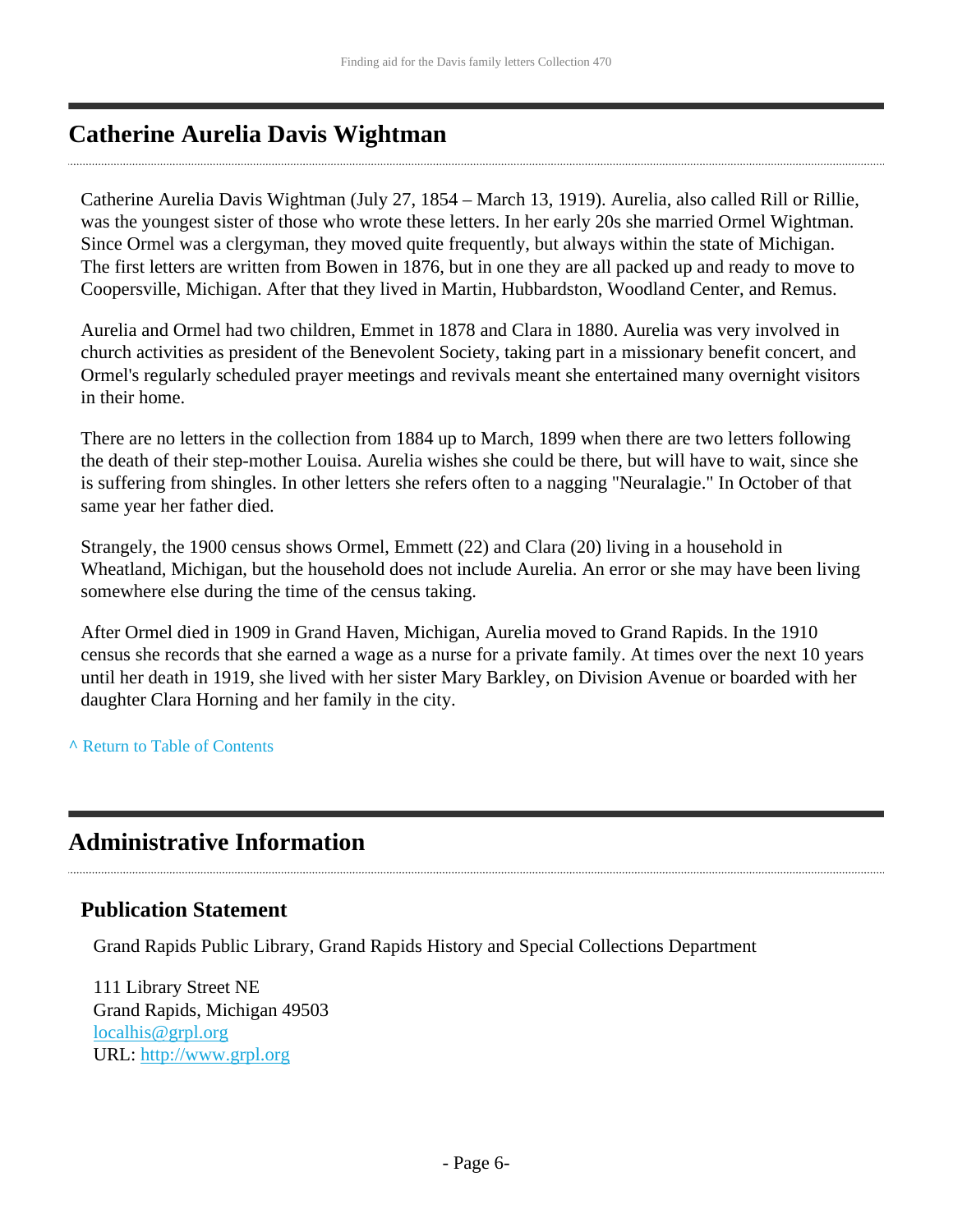## Catherine Aurelia Davis Wightman

Catherine Aurelia Davis Wightman (July 27, 1854 – March 13, 1919). Aurelia, also called Rill or Rillie, was the youngest sister of those who wrote these letters. In her early 20s she married Ormel Wightman. Since Ormel was a clergyman, they moved quite frequently, but always within the state of Michigan. The first letters are written from Bowen in 1876, but in one they are all packed up and ready to move to Coopersville, Michigan. After that they lived in Martin, Hubbardston, Woodland Center, and Remus.

Aurelia and Ormel had two children, Emmet in 1878 and Clara in 1880. Aurelia was very involved in church activities as president of the Benevolent Society, taking part in a missionary benefit concert, and Ormel's regularly scheduled prayer meetings and revivals meant she entertained many overnight visitors in their home.

There are no letters in the collection from 1884 up to March, 1899 when there are two letters following the death of their step-mother Louisa. Aurelia wishes she could be there, but will have to wait, since she is suffering from shingles. In other letters she refers often to a nagging "Neuralagie." In October of that same year her father died.

Strangely, the 1900 census shows Ormel, Emmett (22) and Clara (20) living in a household in Wheatland, Michigan, but the household does not include Aurelia. An error or she may have been living somewhere else during the time of the census taking.

After Ormel died in 1909 in Grand Haven, Michigan, Aurelia moved to Grand Rapids. In the 1910 census she records that she earned a wage as a nurse for a private family. At times over the next 10 years until her death in 1919, she lived with her sister Mary Barkley, on Division Avenue or boarded with her daughter Clara Horning and her family in the city.

^ Return to Table of Contents

## Administrative Information

### Publication Statement

Grand Rapids Public Library, Grand Rapids History and Special Collections Department

111 Library Street NE
Grand Rapids, Michigan 49503
localhis@grpl.org
URL: http://www.grpl.org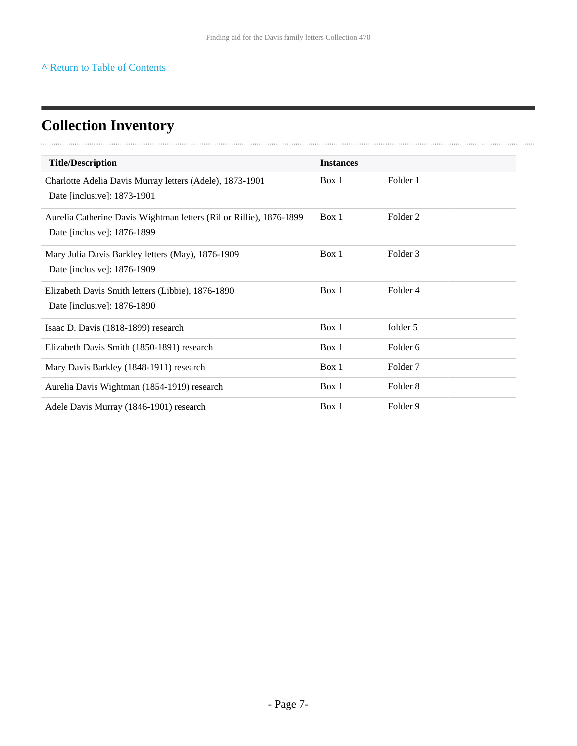^ Return to Table of Contents

## Collection Inventory

| Title/Description | Instances | |
|---|---|---|
| Charlotte Adelia Davis Murray letters (Adele), 1873-1901<br>Date [inclusive]: 1873-1901 | Box 1 | Folder 1 |
| Aurelia Catherine Davis Wightman letters (Ril or Rillie), 1876-1899<br>Date [inclusive]: 1876-1899 | Box 1 | Folder 2 |
| Mary Julia Davis Barkley letters (May), 1876-1909<br>Date [inclusive]: 1876-1909 | Box 1 | Folder 3 |
| Elizabeth Davis Smith letters (Libbie), 1876-1890<br>Date [inclusive]: 1876-1890 | Box 1 | Folder 4 |
| Isaac D. Davis (1818-1899) research | Box 1 | folder 5 |
| Elizabeth Davis Smith (1850-1891) research | Box 1 | Folder 6 |
| Mary Davis Barkley (1848-1911) research | Box 1 | Folder 7 |
| Aurelia Davis Wightman (1854-1919) research | Box 1 | Folder 8 |
| Adele Davis Murray (1846-1901) research | Box 1 | Folder 9 |